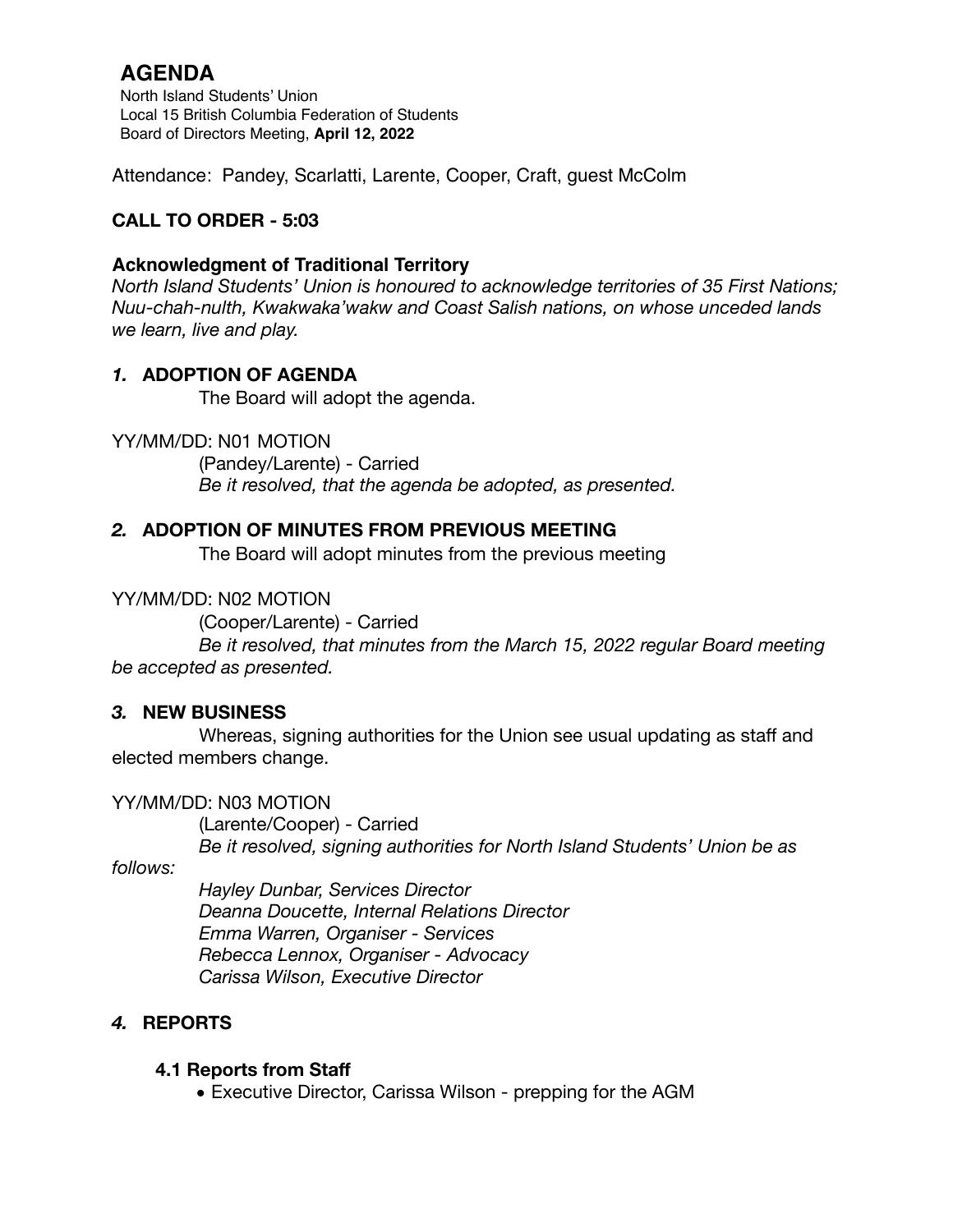# AGENDA

North Island Students' Union
Local 15 British Columbia Federation of Students
Board of Directors Meeting, **April 12, 2022**

Attendance: Pandey, Scarlatti, Larente, Cooper, Craft, guest McColm

**CALL TO ORDER - 5:03**

**Acknowledgment of Traditional Territory**

*North Island Students' Union is honoured to acknowledge territories of 35 First Nations; Nuu-chah-nulth, Kwakwaka'wakw and Coast Salish nations, on whose unceded lands we learn, live and play.*

### *1.* ADOPTION OF AGENDA

The Board will adopt the agenda.

YY/MM/DD: N01 MOTION

(Pandey/Larente) - Carried

*Be it resolved, that the agenda be adopted, as presented.*

### *2.* ADOPTION OF MINUTES FROM PREVIOUS MEETING

The Board will adopt minutes from the previous meeting

YY/MM/DD: N02 MOTION

(Cooper/Larente) - Carried

*Be it resolved, that minutes from the March 15, 2022 regular Board meeting be accepted as presented.*

### *3.* NEW BUSINESS

Whereas, signing authorities for the Union see usual updating as staff and elected members change.

YY/MM/DD: N03 MOTION

(Larente/Cooper) - Carried

*Be it resolved, signing authorities for North Island Students' Union be as follows:*

*Hayley Dunbar, Services Director*
*Deanna Doucette, Internal Relations Director*
*Emma Warren, Organiser - Services*
*Rebecca Lennox, Organiser - Advocacy*
*Carissa Wilson, Executive Director*

### *4.* REPORTS

#### 4.1 Reports from Staff

- Executive Director, Carissa Wilson - prepping for the AGM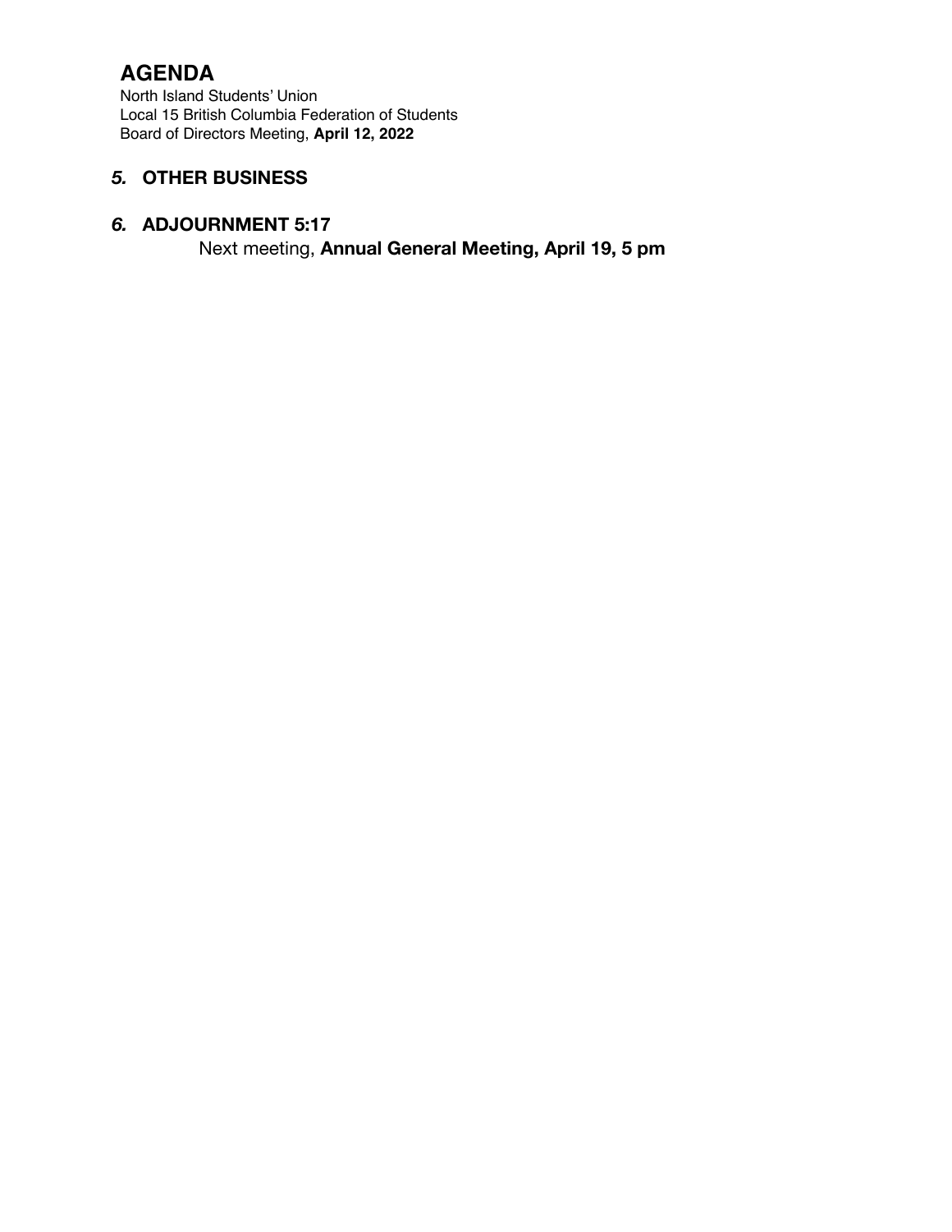## *5.* OTHER BUSINESS

## *6.* ADJOURNMENT 5:17

Next meeting, **Annual General Meeting, April 19, 5 pm**